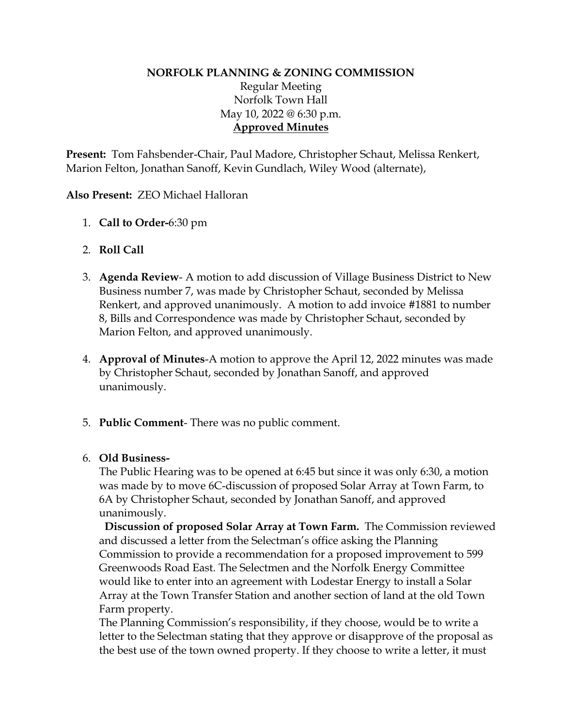**NORFOLK PLANNING & ZONING COMMISSION**
Regular Meeting
Norfolk Town Hall
May 10, 2022 @ 6:30 p.m.
**Approved Minutes**

**Present:** Tom Fahsbender-Chair, Paul Madore, Christopher Schaut, Melissa Renkert, Marion Felton, Jonathan Sanoff, Kevin Gundlach, Wiley Wood (alternate),

**Also Present:** ZEO Michael Halloran

1. **Call to Order-**6:30 pm

2. **Roll Call**

3. **Agenda Review**- A motion to add discussion of Village Business District to New Business number 7, was made by Christopher Schaut, seconded by Melissa Renkert, and approved unanimously. A motion to add invoice #1881 to number 8, Bills and Correspondence was made by Christopher Schaut, seconded by Marion Felton, and approved unanimously.

4. **Approval of Minutes**-A motion to approve the April 12, 2022 minutes was made by Christopher Schaut, seconded by Jonathan Sanoff, and approved unanimously.

5. **Public Comment**- There was no public comment.

6. **Old Business-**

   The Public Hearing was to be opened at 6:45 but since it was only 6:30, a motion was made by to move 6C-discussion of proposed Solar Array at Town Farm, to 6A by Christopher Schaut, seconded by Jonathan Sanoff, and approved unanimously.

   **Discussion of proposed Solar Array at Town Farm.** The Commission reviewed and discussed a letter from the Selectman's office asking the Planning Commission to provide a recommendation for a proposed improvement to 599 Greenwoods Road East. The Selectmen and the Norfolk Energy Committee would like to enter into an agreement with Lodestar Energy to install a Solar Array at the Town Transfer Station and another section of land at the old Town Farm property.

   The Planning Commission's responsibility, if they choose, would be to write a letter to the Selectman stating that they approve or disapprove of the proposal as the best use of the town owned property. If they choose to write a letter, it must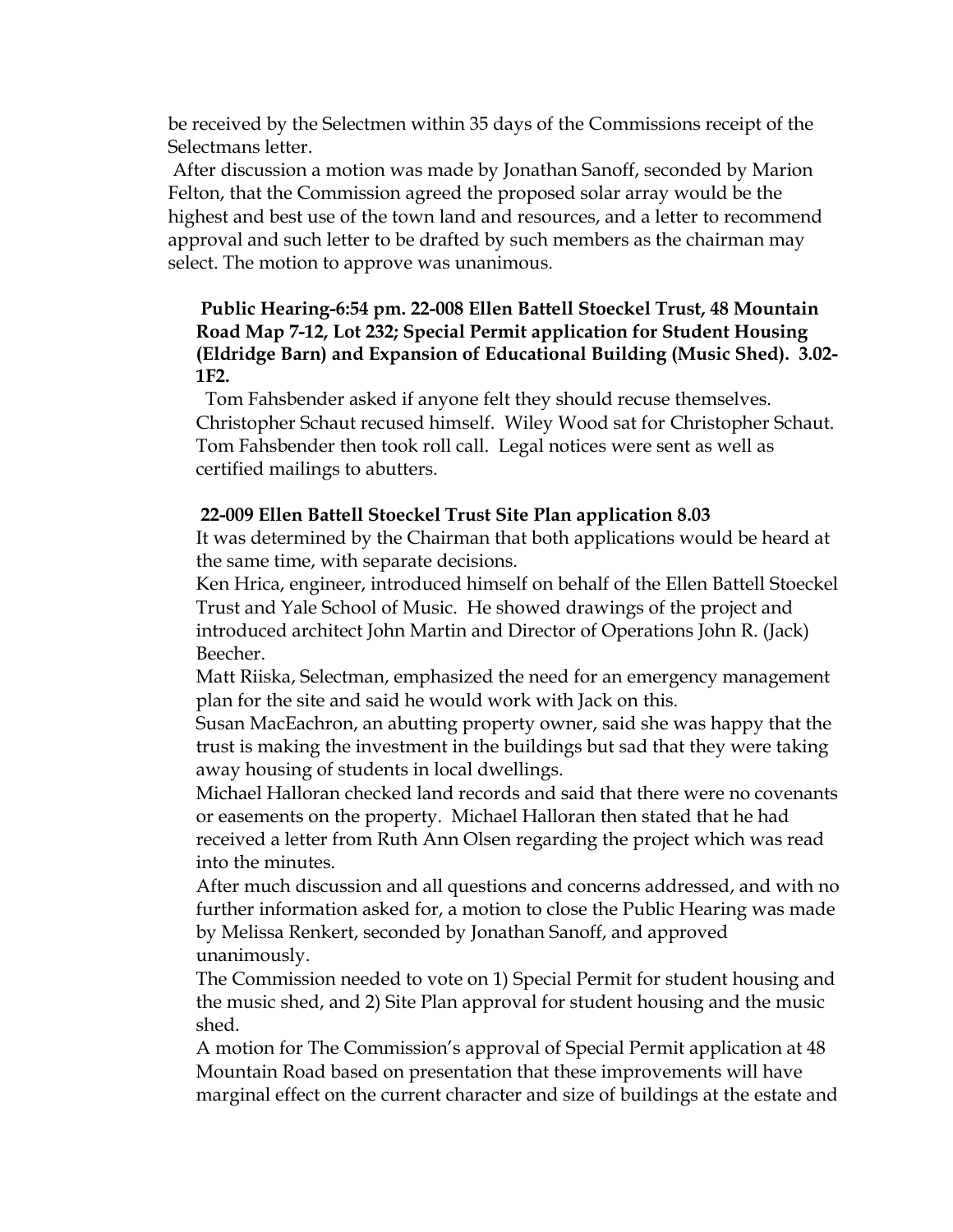be received by the Selectmen within 35 days of the Commissions receipt of the Selectmans letter.

After discussion a motion was made by Jonathan Sanoff, seconded by Marion Felton, that the Commission agreed the proposed solar array would be the highest and best use of the town land and resources, and a letter to recommend approval and such letter to be drafted by such members as the chairman may select. The motion to approve was unanimous.

**Public Hearing-6:54 pm. 22-008 Ellen Battell Stoeckel Trust, 48 Mountain Road Map 7-12, Lot 232; Special Permit application for Student Housing (Eldridge Barn) and Expansion of Educational Building (Music Shed). 3.02-1F2.**

Tom Fahsbender asked if anyone felt they should recuse themselves. Christopher Schaut recused himself. Wiley Wood sat for Christopher Schaut. Tom Fahsbender then took roll call. Legal notices were sent as well as certified mailings to abutters.

**22-009 Ellen Battell Stoeckel Trust Site Plan application 8.03**

It was determined by the Chairman that both applications would be heard at the same time, with separate decisions.

Ken Hrica, engineer, introduced himself on behalf of the Ellen Battell Stoeckel Trust and Yale School of Music. He showed drawings of the project and introduced architect John Martin and Director of Operations John R. (Jack) Beecher.

Matt Riiska, Selectman, emphasized the need for an emergency management plan for the site and said he would work with Jack on this.

Susan MacEachron, an abutting property owner, said she was happy that the trust is making the investment in the buildings but sad that they were taking away housing of students in local dwellings.

Michael Halloran checked land records and said that there were no covenants or easements on the property. Michael Halloran then stated that he had received a letter from Ruth Ann Olsen regarding the project which was read into the minutes.

After much discussion and all questions and concerns addressed, and with no further information asked for, a motion to close the Public Hearing was made by Melissa Renkert, seconded by Jonathan Sanoff, and approved unanimously.

The Commission needed to vote on 1) Special Permit for student housing and the music shed, and 2) Site Plan approval for student housing and the music shed.

A motion for The Commission's approval of Special Permit application at 48 Mountain Road based on presentation that these improvements will have marginal effect on the current character and size of buildings at the estate and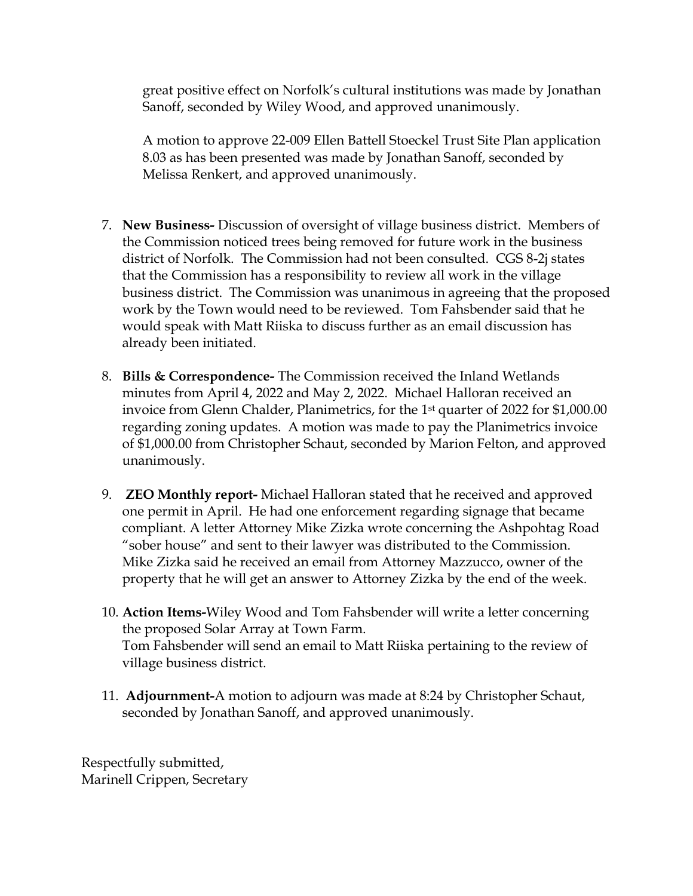great positive effect on Norfolk's cultural institutions was made by Jonathan Sanoff, seconded by Wiley Wood, and approved unanimously.

A motion to approve 22-009 Ellen Battell Stoeckel Trust Site Plan application 8.03 as has been presented was made by Jonathan Sanoff, seconded by Melissa Renkert, and approved unanimously.

7. **New Business-** Discussion of oversight of village business district. Members of the Commission noticed trees being removed for future work in the business district of Norfolk. The Commission had not been consulted. CGS 8-2j states that the Commission has a responsibility to review all work in the village business district. The Commission was unanimous in agreeing that the proposed work by the Town would need to be reviewed. Tom Fahsbender said that he would speak with Matt Riiska to discuss further as an email discussion has already been initiated.

8. **Bills & Correspondence-** The Commission received the Inland Wetlands minutes from April 4, 2022 and May 2, 2022. Michael Halloran received an invoice from Glenn Chalder, Planimetrics, for the 1st quarter of 2022 for $1,000.00 regarding zoning updates. A motion was made to pay the Planimetrics invoice of $1,000.00 from Christopher Schaut, seconded by Marion Felton, and approved unanimously.

9. **ZEO Monthly report-** Michael Halloran stated that he received and approved one permit in April. He had one enforcement regarding signage that became compliant. A letter Attorney Mike Zizka wrote concerning the Ashpohtag Road "sober house" and sent to their lawyer was distributed to the Commission. Mike Zizka said he received an email from Attorney Mazzucco, owner of the property that he will get an answer to Attorney Zizka by the end of the week.

10. **Action Items-**Wiley Wood and Tom Fahsbender will write a letter concerning the proposed Solar Array at Town Farm.
    Tom Fahsbender will send an email to Matt Riiska pertaining to the review of village business district.

11. **Adjournment-**A motion to adjourn was made at 8:24 by Christopher Schaut, seconded by Jonathan Sanoff, and approved unanimously.

Respectfully submitted,
Marinell Crippen, Secretary